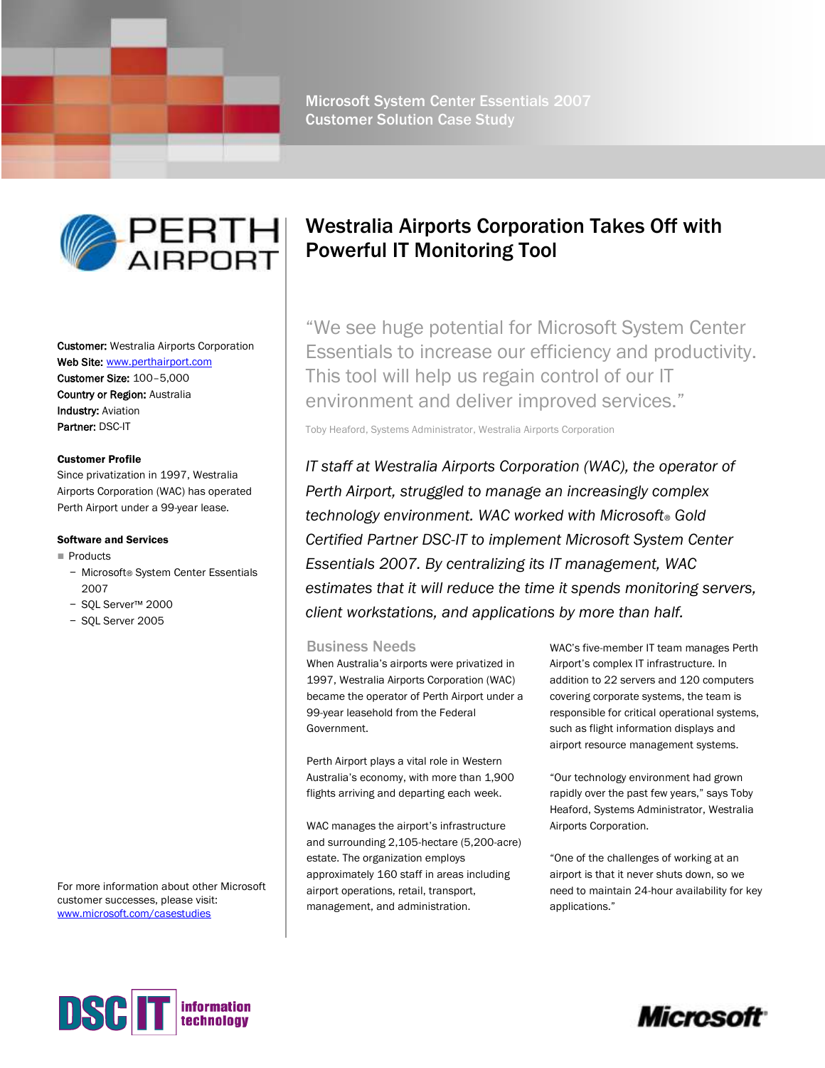Microsoft System Center Essentials 2007
Customer Solution Case Study

# Westralia Airports Corporation Takes Off with Powerful IT Monitoring Tool

**Customer:** Westralia Airports Corporation
**Web Site:** www.perthairport.com
**Customer Size:** 100–5,000
**Country or Region:** Australia
**Industry:** Aviation
**Partner:** DSC-IT

**Customer Profile**
Since privatization in 1997, Westralia Airports Corporation (WAC) has operated Perth Airport under a 99-year lease.

**Software and Services**

- Products
  - Microsoft® System Center Essentials 2007
  - SQL Server™ 2000
  - SQL Server 2005

For more information about other Microsoft customer successes, please visit: www.microsoft.com/casestudies

"We see huge potential for Microsoft System Center Essentials to increase our efficiency and productivity. This tool will help us regain control of our IT environment and deliver improved services."

Toby Heaford, Systems Administrator, Westralia Airports Corporation

*IT staff at Westralia Airports Corporation (WAC), the operator of Perth Airport, struggled to manage an increasingly complex technology environment. WAC worked with Microsoft® Gold Certified Partner DSC-IT to implement Microsoft System Center Essentials 2007. By centralizing its IT management, WAC estimates that it will reduce the time it spends monitoring servers, client workstations, and applications by more than half.*

## Business Needs

When Australia's airports were privatized in 1997, Westralia Airports Corporation (WAC) became the operator of Perth Airport under a 99-year leasehold from the Federal Government.

Perth Airport plays a vital role in Western Australia's economy, with more than 1,900 flights arriving and departing each week.

WAC manages the airport's infrastructure and surrounding 2,105-hectare (5,200-acre) estate. The organization employs approximately 160 staff in areas including airport operations, retail, transport, management, and administration.

WAC's five-member IT team manages Perth Airport's complex IT infrastructure. In addition to 22 servers and 120 computers covering corporate systems, the team is responsible for critical operational systems, such as flight information displays and airport resource management systems.

"Our technology environment had grown rapidly over the past few years," says Toby Heaford, Systems Administrator, Westralia Airports Corporation.

"One of the challenges of working at an airport is that it never shuts down, so we need to maintain 24-hour availability for key applications."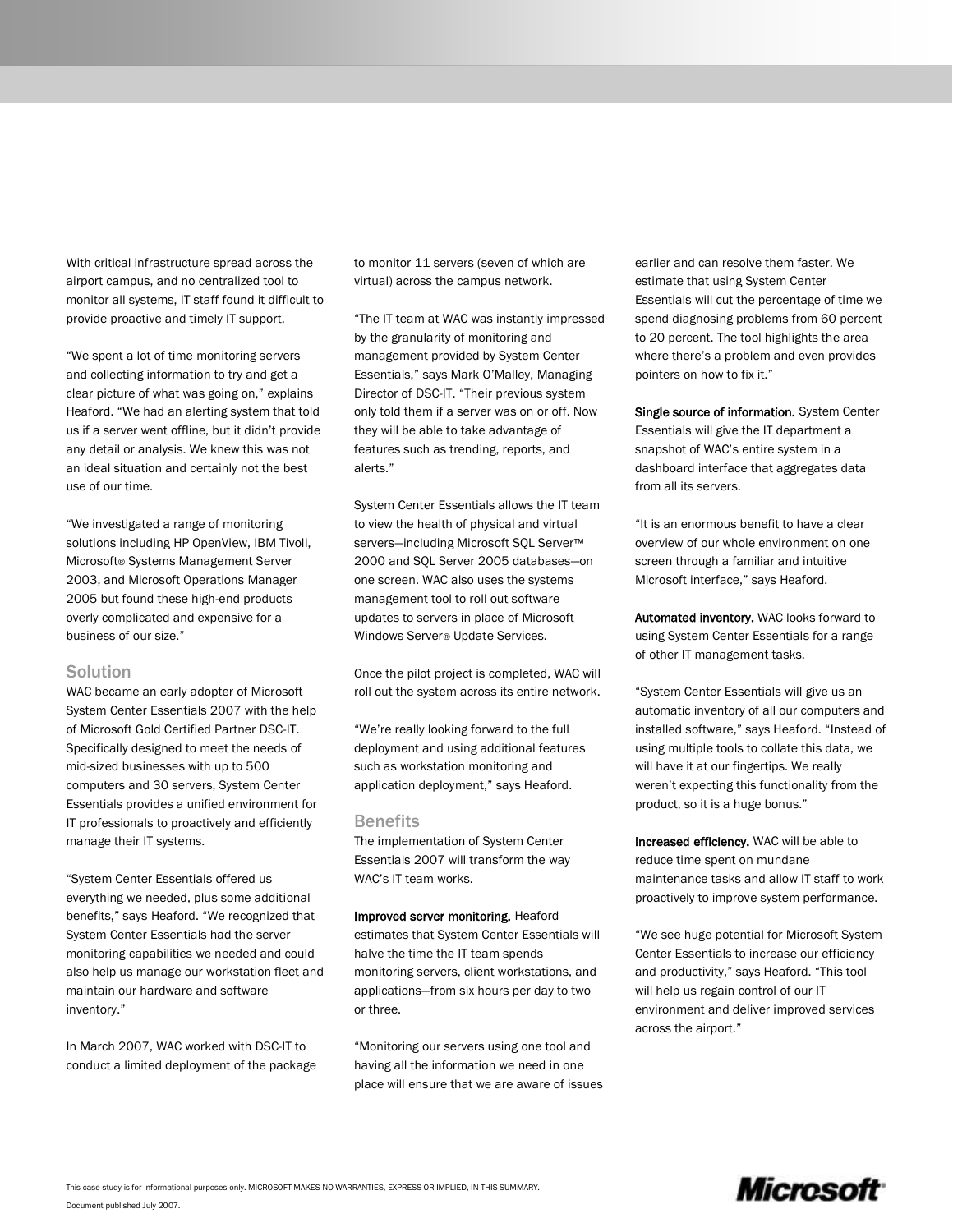With critical infrastructure spread across the airport campus, and no centralized tool to monitor all systems, IT staff found it difficult to provide proactive and timely IT support.

"We spent a lot of time monitoring servers and collecting information to try and get a clear picture of what was going on," explains Heaford. "We had an alerting system that told us if a server went offline, but it didn't provide any detail or analysis. We knew this was not an ideal situation and certainly not the best use of our time.

"We investigated a range of monitoring solutions including HP OpenView, IBM Tivoli, Microsoft® Systems Management Server 2003, and Microsoft Operations Manager 2005 but found these high-end products overly complicated and expensive for a business of our size."

## Solution

WAC became an early adopter of Microsoft System Center Essentials 2007 with the help of Microsoft Gold Certified Partner DSC-IT. Specifically designed to meet the needs of mid-sized businesses with up to 500 computers and 30 servers, System Center Essentials provides a unified environment for IT professionals to proactively and efficiently manage their IT systems.

"System Center Essentials offered us everything we needed, plus some additional benefits," says Heaford. "We recognized that System Center Essentials had the server monitoring capabilities we needed and could also help us manage our workstation fleet and maintain our hardware and software inventory."

In March 2007, WAC worked with DSC-IT to conduct a limited deployment of the package to monitor 11 servers (seven of which are virtual) across the campus network.

"The IT team at WAC was instantly impressed by the granularity of monitoring and management provided by System Center Essentials," says Mark O'Malley, Managing Director of DSC-IT. "Their previous system only told them if a server was on or off. Now they will be able to take advantage of features such as trending, reports, and alerts."

System Center Essentials allows the IT team to view the health of physical and virtual servers—including Microsoft SQL Server™ 2000 and SQL Server 2005 databases—on one screen. WAC also uses the systems management tool to roll out software updates to servers in place of Microsoft Windows Server® Update Services.

Once the pilot project is completed, WAC will roll out the system across its entire network.

"We're really looking forward to the full deployment and using additional features such as workstation monitoring and application deployment," says Heaford.

## Benefits

The implementation of System Center Essentials 2007 will transform the way WAC's IT team works.

**Improved server monitoring.** Heaford estimates that System Center Essentials will halve the time the IT team spends monitoring servers, client workstations, and applications—from six hours per day to two or three.

"Monitoring our servers using one tool and having all the information we need in one place will ensure that we are aware of issues earlier and can resolve them faster. We estimate that using System Center Essentials will cut the percentage of time we spend diagnosing problems from 60 percent to 20 percent. The tool highlights the area where there's a problem and even provides pointers on how to fix it."

**Single source of information.** System Center Essentials will give the IT department a snapshot of WAC's entire system in a dashboard interface that aggregates data from all its servers.

"It is an enormous benefit to have a clear overview of our whole environment on one screen through a familiar and intuitive Microsoft interface," says Heaford.

**Automated inventory.** WAC looks forward to using System Center Essentials for a range of other IT management tasks.

"System Center Essentials will give us an automatic inventory of all our computers and installed software," says Heaford. "Instead of using multiple tools to collate this data, we will have it at our fingertips. We really weren't expecting this functionality from the product, so it is a huge bonus."

**Increased efficiency.** WAC will be able to reduce time spent on mundane maintenance tasks and allow IT staff to work proactively to improve system performance.

"We see huge potential for Microsoft System Center Essentials to increase our efficiency and productivity," says Heaford. "This tool will help us regain control of our IT environment and deliver improved services across the airport."

This case study is for informational purposes only. MICROSOFT MAKES NO WARRANTIES, EXPRESS OR IMPLIED, IN THIS SUMMARY.

Document published July 2007.